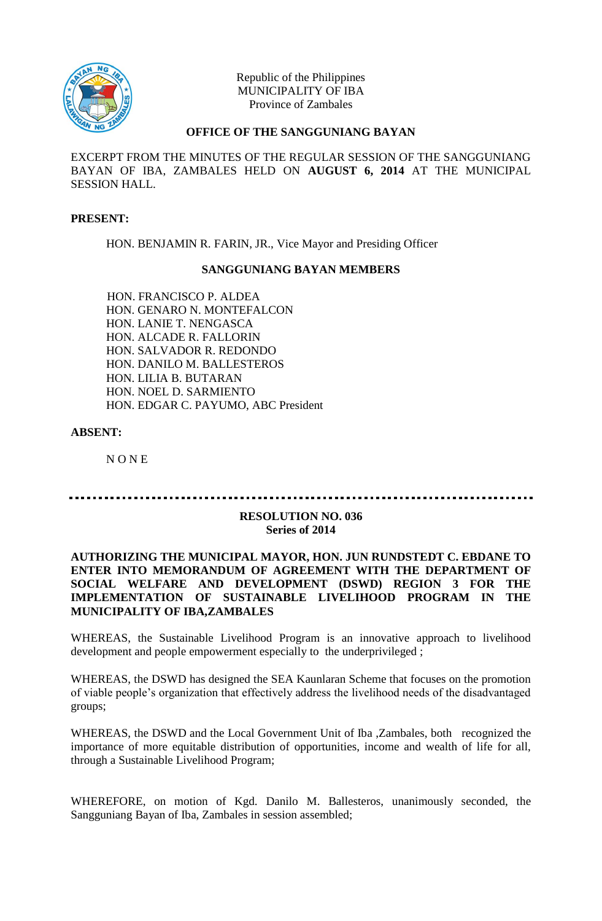Republic of the Philippines
MUNICIPALITY OF IBA
Province of Zambales

**OFFICE OF THE SANGGUNIANG BAYAN**

EXCERPT FROM THE MINUTES OF THE REGULAR SESSION OF THE SANGGUNIANG BAYAN OF IBA, ZAMBALES HELD ON **AUGUST 6, 2014** AT THE MUNICIPAL SESSION HALL.

**PRESENT:**

HON. BENJAMIN R. FARIN, JR., Vice Mayor and Presiding Officer

**SANGGUNIANG BAYAN MEMBERS**

HON. FRANCISCO P. ALDEA
HON. GENARO N. MONTEFALCON
HON. LANIE T. NENGASCA
HON. ALCADE R. FALLORIN
HON. SALVADOR R. REDONDO
HON. DANILO M. BALLESTEROS
HON. LILIA B. BUTARAN
HON. NOEL D. SARMIENTO
HON. EDGAR C. PAYUMO, ABC President

**ABSENT:**

N O N E

---

**RESOLUTION NO. 036**
**Series of 2014**

**AUTHORIZING THE MUNICIPAL MAYOR, HON. JUN RUNDSTEDT C. EBDANE TO ENTER INTO MEMORANDUM OF AGREEMENT WITH THE DEPARTMENT OF SOCIAL WELFARE AND DEVELOPMENT (DSWD) REGION 3 FOR THE IMPLEMENTATION OF SUSTAINABLE LIVELIHOOD PROGRAM IN THE MUNICIPALITY OF IBA,ZAMBALES**

WHEREAS, the Sustainable Livelihood Program is an innovative approach to livelihood development and people empowerment especially to the underprivileged ;

WHEREAS, the DSWD has designed the SEA Kaunlaran Scheme that focuses on the promotion of viable people's organization that effectively address the livelihood needs of the disadvantaged groups;

WHEREAS, the DSWD and the Local Government Unit of Iba ,Zambales, both recognized the importance of more equitable distribution of opportunities, income and wealth of life for all, through a Sustainable Livelihood Program;

WHEREFORE, on motion of Kgd. Danilo M. Ballesteros, unanimously seconded, the Sangguniang Bayan of Iba, Zambales in session assembled;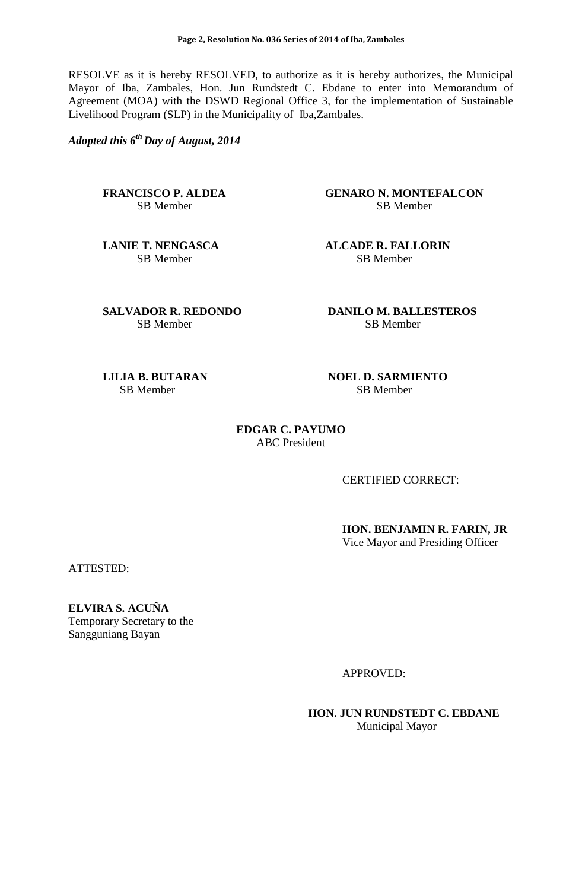RESOLVE as it is hereby RESOLVED, to authorize as it is hereby authorizes, the Municipal Mayor of Iba, Zambales, Hon. Jun Rundstedt C. Ebdane to enter into Memorandum of Agreement (MOA) with the DSWD Regional Office 3, for the implementation of Sustainable Livelihood Program (SLP) in the Municipality of Iba,Zambales.

***Adopted this 6th Day of August, 2014***

**FRANCISCO P. ALDEA**
SB Member

**GENARO N. MONTEFALCON**
SB Member

**LANIE T. NENGASCA**
SB Member

**ALCADE R. FALLORIN**
SB Member

**SALVADOR R. REDONDO**
SB Member

**DANILO M. BALLESTEROS**
SB Member

**LILIA B. BUTARAN**
SB Member

**NOEL D. SARMIENTO**
SB Member

**EDGAR C. PAYUMO**
ABC President

CERTIFIED CORRECT:

**HON. BENJAMIN R. FARIN, JR**
Vice Mayor and Presiding Officer

ATTESTED:

**ELVIRA S. ACUÑA**
Temporary Secretary to the
Sangguniang Bayan

APPROVED:

**HON. JUN RUNDSTEDT C. EBDANE**
Municipal Mayor